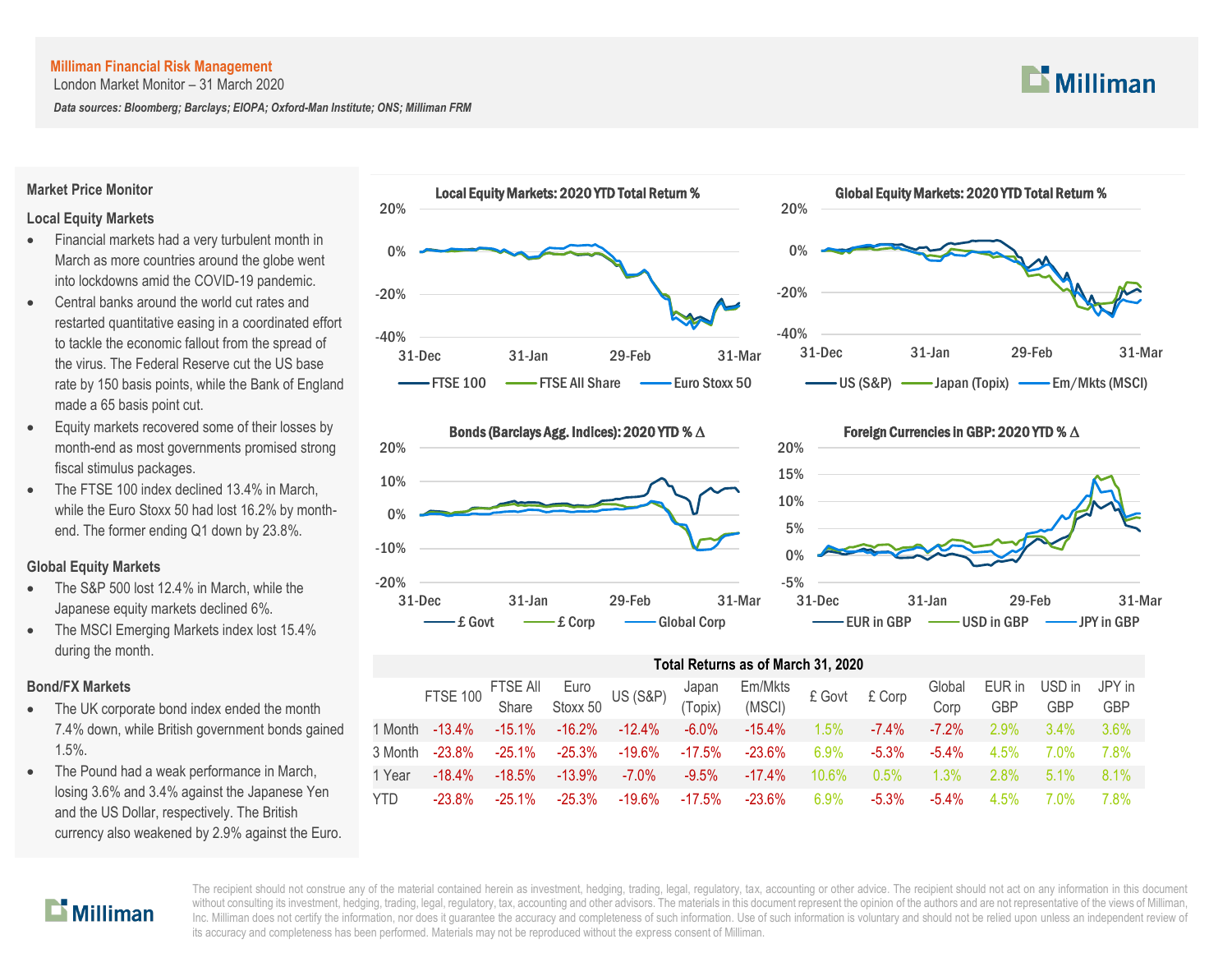**Milliman Financial Risk Management**

London Market Monitor – 31 March 2020

***Data sources: Bloomberg; Barclays; EIOPA; Oxford-Man Institute; ONS; Milliman FRM***

## Market Price Monitor

### Local Equity Markets

- Financial markets had a very turbulent month in March as more countries around the globe went into lockdowns amid the COVID-19 pandemic.
- Central banks around the world cut rates and restarted quantitative easing in a coordinated effort to tackle the economic fallout from the spread of the virus. The Federal Reserve cut the US base rate by 150 basis points, while the Bank of England made a 65 basis point cut.
- Equity markets recovered some of their losses by month-end as most governments promised strong fiscal stimulus packages.
- The FTSE 100 index declined 13.4% in March, while the Euro Stoxx 50 had lost 16.2% by month-end. The former ending Q1 down by 23.8%.

### Global Equity Markets

- The S&P 500 lost 12.4% in March, while the Japanese equity markets declined 6%.
- The MSCI Emerging Markets index lost 15.4% during the month.

### Bond/FX Markets

- The UK corporate bond index ended the month 7.4% down, while British government bonds gained 1.5%.
- The Pound had a weak performance in March, losing 3.6% and 3.4% against the Japanese Yen and the US Dollar, respectively. The British currency also weakened by 2.9% against the Euro.

**Local Equity Markets: 2020 YTD Total Return %**

**Global Equity Markets: 2020 YTD Total Return %**

**Bonds (Barclays Agg. Indices): 2020 YTD % Δ**

**Foreign Currencies in GBP: 2020 YTD % Δ**

**Total Returns as of March 31, 2020**

| | FTSE 100 | FTSE All Share | Euro Stoxx 50 | US (S&P) | Japan (Topix) | Em/Mkts (MSCI) | £ Govt | £ Corp | Global Corp | EUR in GBP | USD in GBP | JPY in GBP |
|---|---|---|---|---|---|---|---|---|---|---|---|---|
| 1 Month | -13.4% | -15.1% | -16.2% | -12.4% | -6.0% | -15.4% | 1.5% | -7.4% | -7.2% | 2.9% | 3.4% | 3.6% |
| 3 Month | -23.8% | -25.1% | -25.3% | -19.6% | -17.5% | -23.6% | 6.9% | -5.3% | -5.4% | 4.5% | 7.0% | 7.8% |
| 1 Year | -18.4% | -18.5% | -13.9% | -7.0% | -9.5% | -17.4% | 10.6% | 0.5% | 1.3% | 2.8% | 5.1% | 8.1% |
| YTD | -23.8% | -25.1% | -25.3% | -19.6% | -17.5% | -23.6% | 6.9% | -5.3% | -5.4% | 4.5% | 7.0% | 7.8% |

The recipient should not construe any of the material contained herein as investment, hedging, trading, legal, regulatory, tax, accounting or other advice. The recipient should not act on any information in this document without consulting its investment, hedging, trading, legal, regulatory, tax, accounting and other advisors. The materials in this document represent the opinion of the authors and are not representative of the views of Milliman, Inc. Milliman does not certify the information, nor does it guarantee the accuracy and completeness of such information. Use of such information is voluntary and should not be relied upon unless an independent review of its accuracy and completeness has been performed. Materials may not be reproduced without the express consent of Milliman.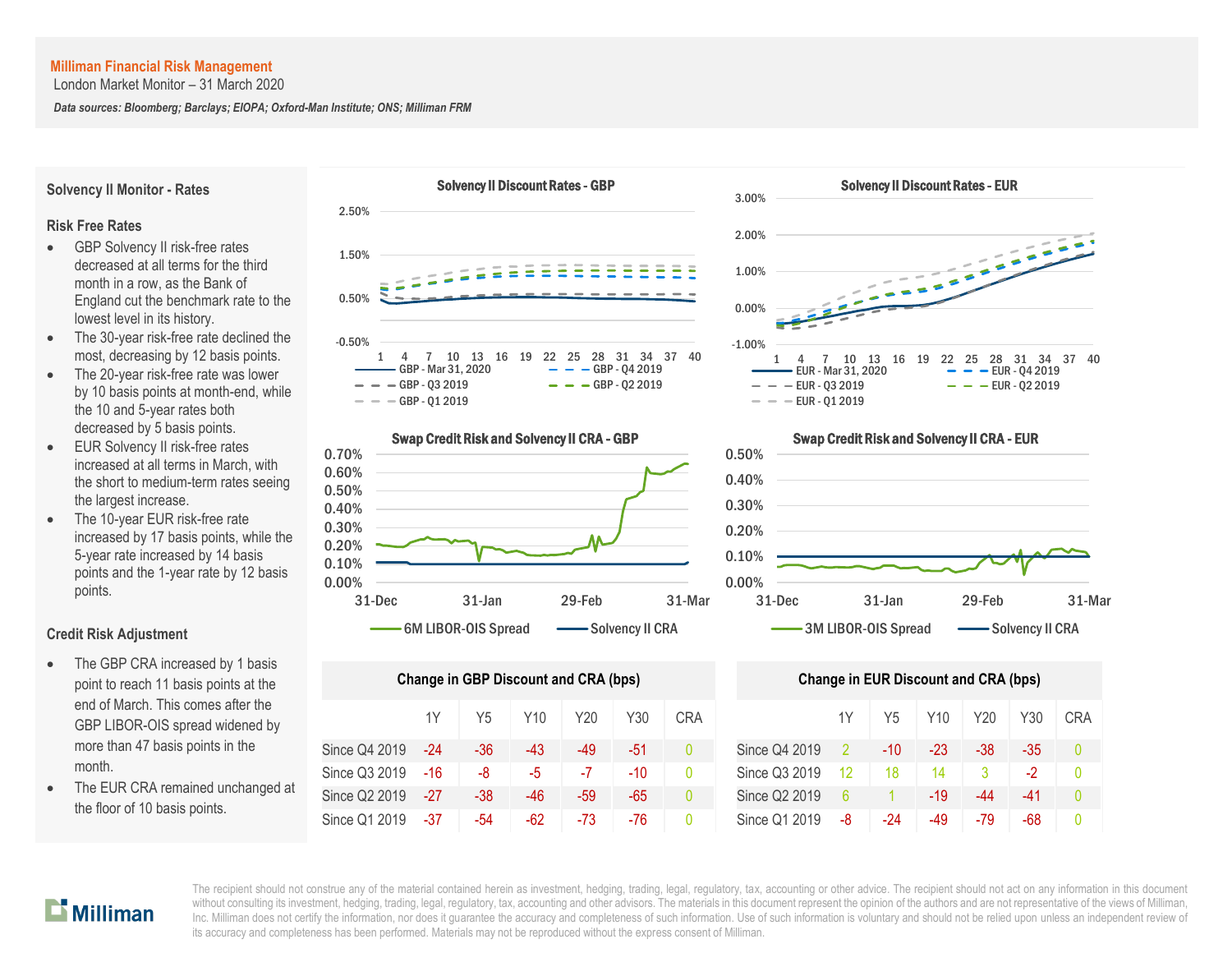**Milliman Financial Risk Management**
London Market Monitor – 31 March 2020

*Data sources: Bloomberg; Barclays; EIOPA; Oxford-Man Institute; ONS; Milliman FRM*

## Solvency II Monitor - Rates

### Risk Free Rates

- GBP Solvency II risk-free rates decreased at all terms for the third month in a row, as the Bank of England cut the benchmark rate to the lowest level in its history.
- The 30-year risk-free rate declined the most, decreasing by 12 basis points.
- The 20-year risk-free rate was lower by 10 basis points at month-end, while the 10 and 5-year rates both decreased by 5 basis points.
- EUR Solvency II risk-free rates increased at all terms in March, with the short to medium-term rates seeing the largest increase.
- The 10-year EUR risk-free rate increased by 17 basis points, while the 5-year rate increased by 14 basis points and the 1-year rate by 12 basis points.

### Credit Risk Adjustment

- The GBP CRA increased by 1 basis point to reach 11 basis points at the end of March. This comes after the GBP LIBOR-OIS spread widened by more than 47 basis points in the month.
- The EUR CRA remained unchanged at the floor of 10 basis points.

**Solvency II Discount Rates - GBP**

**Solvency II Discount Rates - EUR**

**Swap Credit Risk and Solvency II CRA - GBP**

**Swap Credit Risk and Solvency II CRA - EUR**

**Change in GBP Discount and CRA (bps)**

| | 1Y | Y5 | Y10 | Y20 | Y30 | CRA |
|---|---|---|---|---|---|---|
| Since Q4 2019 | -24 | -36 | -43 | -49 | -51 | 0 |
| Since Q3 2019 | -16 | -8 | -5 | -7 | -10 | 0 |
| Since Q2 2019 | -27 | -38 | -46 | -59 | -65 | 0 |
| Since Q1 2019 | -37 | -54 | -62 | -73 | -76 | 0 |

**Change in EUR Discount and CRA (bps)**

| | 1Y | Y5 | Y10 | Y20 | Y30 | CRA |
|---|---|---|---|---|---|---|
| Since Q4 2019 | 2 | -10 | -23 | -38 | -35 | 0 |
| Since Q3 2019 | 12 | 18 | 14 | 3 | -2 | 0 |
| Since Q2 2019 | 6 | 1 | -19 | -44 | -41 | 0 |
| Since Q1 2019 | -8 | -24 | -49 | -79 | -68 | 0 |

The recipient should not construe any of the material contained herein as investment, hedging, trading, legal, regulatory, tax, accounting or other advice. The recipient should not act on any information in this document without consulting its investment, hedging, trading, legal, regulatory, tax, accounting and other advisors. The materials in this document represent the opinion of the authors and are not representative of the views of Milliman, Inc. Milliman does not certify the information, nor does it guarantee the accuracy and completeness of such information. Use of such information is voluntary and should not be relied upon unless an independent review of its accuracy and completeness has been performed. Materials may not be reproduced without the express consent of Milliman.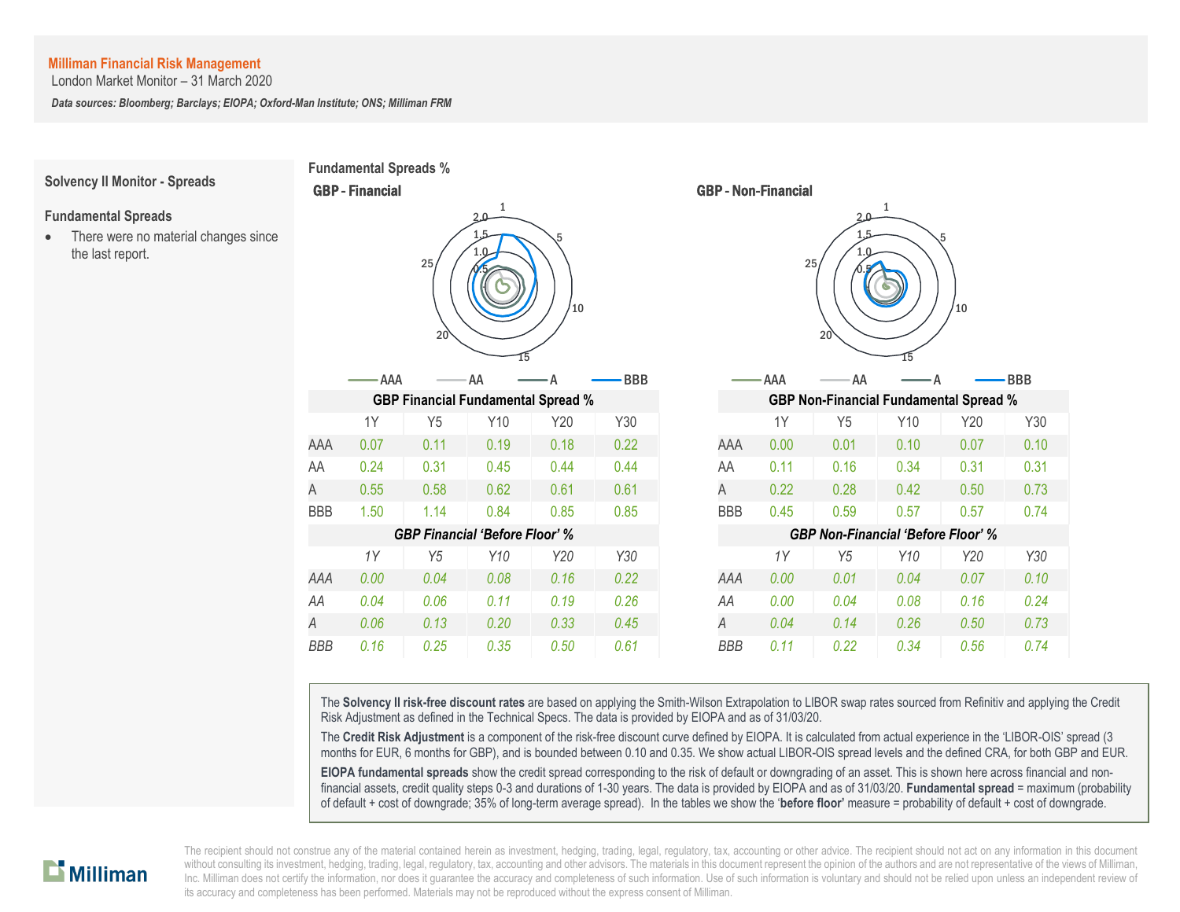**Milliman Financial Risk Management**

London Market Monitor – 31 March 2020

***Data sources: Bloomberg; Barclays; EIOPA; Oxford-Man Institute; ONS; Milliman FRM***

## Solvency II Monitor - Spreads

### Fundamental Spreads

- There were no material changes since the last report.

## Fundamental Spreads %

### GBP - Financial

### GBP - Non-Financial

| GBP Financial Fundamental Spread % | | | | | |
|---|---|---|---|---|---|
| | 1Y | Y5 | Y10 | Y20 | Y30 |
| AAA | 0.07 | 0.11 | 0.19 | 0.18 | 0.22 |
| AA | 0.24 | 0.31 | 0.45 | 0.44 | 0.44 |
| A | 0.55 | 0.58 | 0.62 | 0.61 | 0.61 |
| BBB | 1.50 | 1.14 | 0.84 | 0.85 | 0.85 |

| *GBP Financial 'Before Floor' %* | | | | | |
|---|---|---|---|---|---|
| | *1Y* | *Y5* | *Y10* | *Y20* | *Y30* |
| *AAA* | *0.00* | *0.04* | *0.08* | *0.16* | *0.22* |
| *AA* | *0.04* | *0.06* | *0.11* | *0.19* | *0.26* |
| *A* | *0.06* | *0.13* | *0.20* | *0.33* | *0.45* |
| *BBB* | *0.16* | *0.25* | *0.35* | *0.50* | *0.61* |

| GBP Non-Financial Fundamental Spread % | | | | | |
|---|---|---|---|---|---|
| | 1Y | Y5 | Y10 | Y20 | Y30 |
| AAA | 0.00 | 0.01 | 0.10 | 0.07 | 0.10 |
| AA | 0.11 | 0.16 | 0.34 | 0.31 | 0.31 |
| A | 0.22 | 0.28 | 0.42 | 0.50 | 0.73 |
| BBB | 0.45 | 0.59 | 0.57 | 0.57 | 0.74 |

| *GBP Non-Financial 'Before Floor' %* | | | | | |
|---|---|---|---|---|---|
| | *1Y* | *Y5* | *Y10* | *Y20* | *Y30* |
| *AAA* | *0.00* | *0.01* | *0.04* | *0.07* | *0.10* |
| *AA* | *0.00* | *0.04* | *0.08* | *0.16* | *0.24* |
| *A* | *0.04* | *0.14* | *0.26* | *0.50* | *0.73* |
| *BBB* | *0.11* | *0.22* | *0.34* | *0.56* | *0.74* |

The **Solvency II risk-free discount rates** are based on applying the Smith-Wilson Extrapolation to LIBOR swap rates sourced from Refinitiv and applying the Credit Risk Adjustment as defined in the Technical Specs. The data is provided by EIOPA and as of 31/03/20.

The **Credit Risk Adjustment** is a component of the risk-free discount curve defined by EIOPA. It is calculated from actual experience in the 'LIBOR-OIS' spread (3 months for EUR, 6 months for GBP), and is bounded between 0.10 and 0.35. We show actual LIBOR-OIS spread levels and the defined CRA, for both GBP and EUR.

**EIOPA fundamental spreads** show the credit spread corresponding to the risk of default or downgrading of an asset. This is shown here across financial and non-financial assets, credit quality steps 0-3 and durations of 1-30 years. The data is provided by EIOPA and as of 31/03/20. **Fundamental spread** = maximum (probability of default + cost of downgrade; 35% of long-term average spread). In the tables we show the '**before floor**' measure = probability of default + cost of downgrade.

The recipient should not construe any of the material contained herein as investment, hedging, trading, legal, regulatory, tax, accounting or other advice. The recipient should not act on any information in this document without consulting its investment, hedging, trading, legal, regulatory, tax, accounting and other advisors. The materials in this document represent the opinion of the authors and are not representative of the views of Milliman, Inc. Milliman does not certify the information, nor does it guarantee the accuracy and completeness of such information. Use of such information is voluntary and should not be relied upon unless an independent review of its accuracy and completeness has been performed. Materials may not be reproduced without the express consent of Milliman.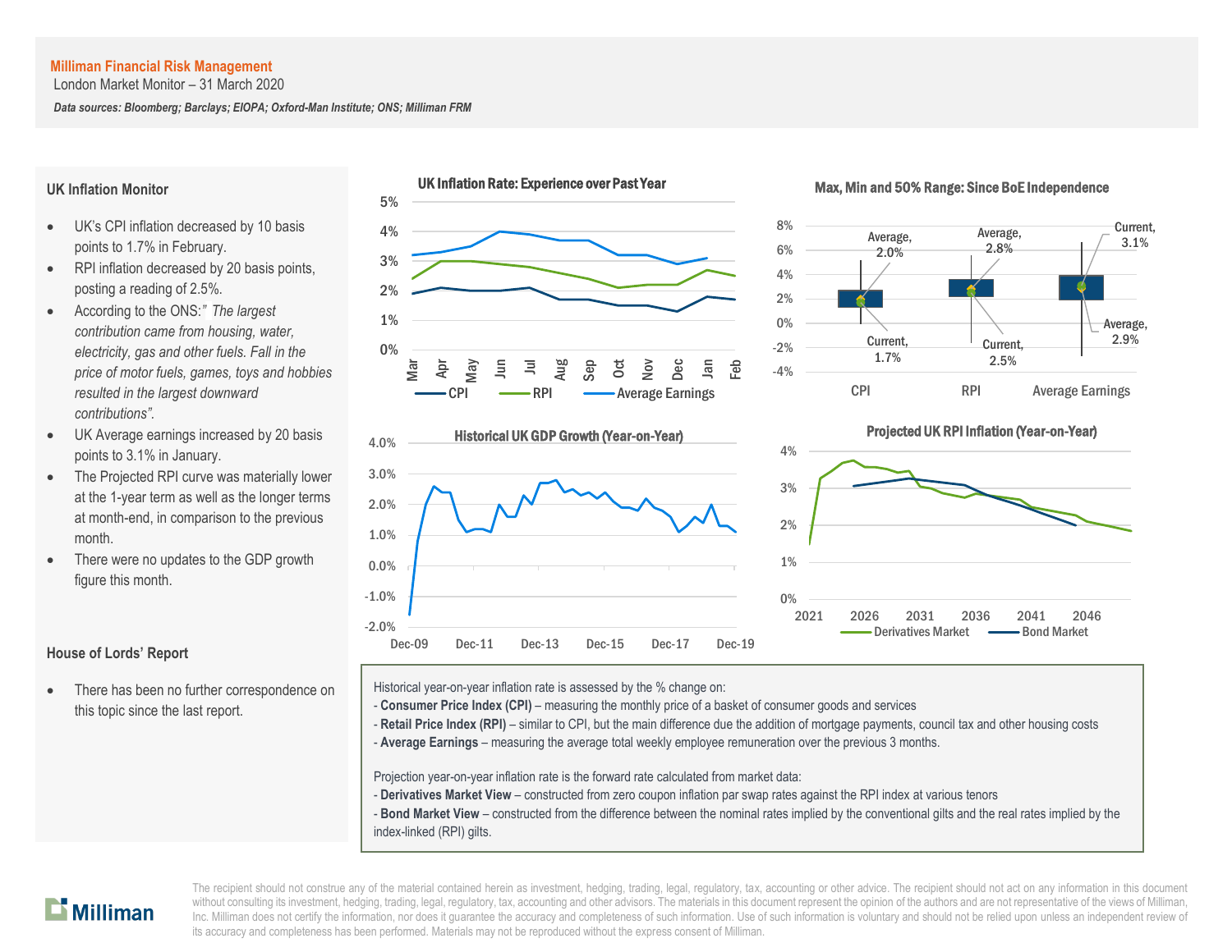**Milliman Financial Risk Management**
London Market Monitor – 31 March 2020

***Data sources: Bloomberg; Barclays; EIOPA; Oxford-Man Institute; ONS; Milliman FRM***

## UK Inflation Monitor

- UK's CPI inflation decreased by 10 basis points to 1.7% in February.
- RPI inflation decreased by 20 basis points, posting a reading of 2.5%.
- According to the ONS:*" The largest contribution came from housing, water, electricity, gas and other fuels. Fall in the price of motor fuels, games, toys and hobbies resulted in the largest downward contributions".*
- UK Average earnings increased by 20 basis points to 3.1% in January.
- The Projected RPI curve was materially lower at the 1-year term as well as the longer terms at month-end, in comparison to the previous month.
- There were no updates to the GDP growth figure this month.

## House of Lords' Report

- There has been no further correspondence on this topic since the last report.

**UK Inflation Rate: Experience over Past Year**

**Max, Min and 50% Range: Since BoE Independence**

**Historical UK GDP Growth (Year-on-Year)**

**Projected UK RPI Inflation (Year-on-Year)**

Historical year-on-year inflation rate is assessed by the % change on:
- **Consumer Price Index (CPI)** – measuring the monthly price of a basket of consumer goods and services
- **Retail Price Index (RPI)** – similar to CPI, but the main difference due the addition of mortgage payments, council tax and other housing costs
- **Average Earnings** – measuring the average total weekly employee remuneration over the previous 3 months.

Projection year-on-year inflation rate is the forward rate calculated from market data:
- **Derivatives Market View** – constructed from zero coupon inflation par swap rates against the RPI index at various tenors
- **Bond Market View** – constructed from the difference between the nominal rates implied by the conventional gilts and the real rates implied by the index-linked (RPI) gilts.

The recipient should not construe any of the material contained herein as investment, hedging, trading, legal, regulatory, tax, accounting or other advice. The recipient should not act on any information in this document without consulting its investment, hedging, trading, legal, regulatory, tax, accounting and other advisors. The materials in this document represent the opinion of the authors and are not representative of the views of Milliman, Inc. Milliman does not certify the information, nor does it guarantee the accuracy and completeness of such information. Use of such information is voluntary and should not be relied upon unless an independent review of its accuracy and completeness has been performed. Materials may not be reproduced without the express consent of Milliman.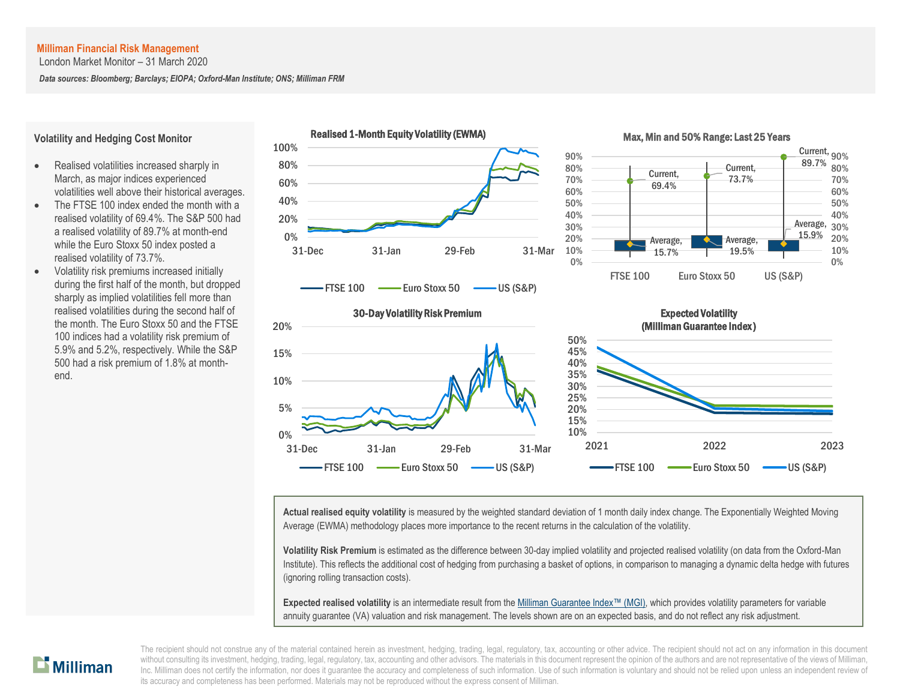**Milliman Financial Risk Management**
London Market Monitor – 31 March 2020

***Data sources: Bloomberg; Barclays; EIOPA; Oxford-Man Institute; ONS; Milliman FRM***

## Volatility and Hedging Cost Monitor

- Realised volatilities increased sharply in March, as major indices experienced volatilities well above their historical averages.
- The FTSE 100 index ended the month with a realised volatility of 69.4%. The S&P 500 had a realised volatility of 89.7% at month-end while the Euro Stoxx 50 index posted a realised volatility of 73.7%.
- Volatility risk premiums increased initially during the first half of the month, but dropped sharply as implied volatilities fell more than realised volatilities during the second half of the month. The Euro Stoxx 50 and the FTSE 100 indices had a volatility risk premium of 5.9% and 5.2%, respectively. While the S&P 500 had a risk premium of 1.8% at month-end.

**Realised 1-Month Equity Volatility (EWMA)**

**Max, Min and 50% Range: Last 25 Years**

| Index | Current | Average |
|---|---|---|
| FTSE 100 | 69.4% | 15.7% |
| Euro Stoxx 50 | 73.7% | 19.5% |
| US (S&P) | 89.7% | 15.9% |

**30-Day Volatility Risk Premium**

**Expected Volatility (Milliman Guarantee Index)**

**Actual realised equity volatility** is measured by the weighted standard deviation of 1 month daily index change. The Exponentially Weighted Moving Average (EWMA) methodology places more importance to the recent returns in the calculation of the volatility.

**Volatility Risk Premium** is estimated as the difference between 30-day implied volatility and projected realised volatility (on data from the Oxford-Man Institute). This reflects the additional cost of hedging from purchasing a basket of options, in comparison to managing a dynamic delta hedge with futures (ignoring rolling transaction costs).

**Expected realised volatility** is an intermediate result from the Milliman Guarantee Index™ (MGI), which provides volatility parameters for variable annuity guarantee (VA) valuation and risk management. The levels shown are on an expected basis, and do not reflect any risk adjustment.

The recipient should not construe any of the material contained herein as investment, hedging, trading, legal, regulatory, tax, accounting or other advice. The recipient should not act on any information in this document without consulting its investment, hedging, trading, legal, regulatory, tax, accounting and other advisors. The materials in this document represent the opinion of the authors and are not representative of the views of Milliman, Inc. Milliman does not certify the information, nor does it guarantee the accuracy and completeness of such information. Use of such information is voluntary and should not be relied upon unless an independent review of its accuracy and completeness has been performed. Materials may not be reproduced without the express consent of Milliman.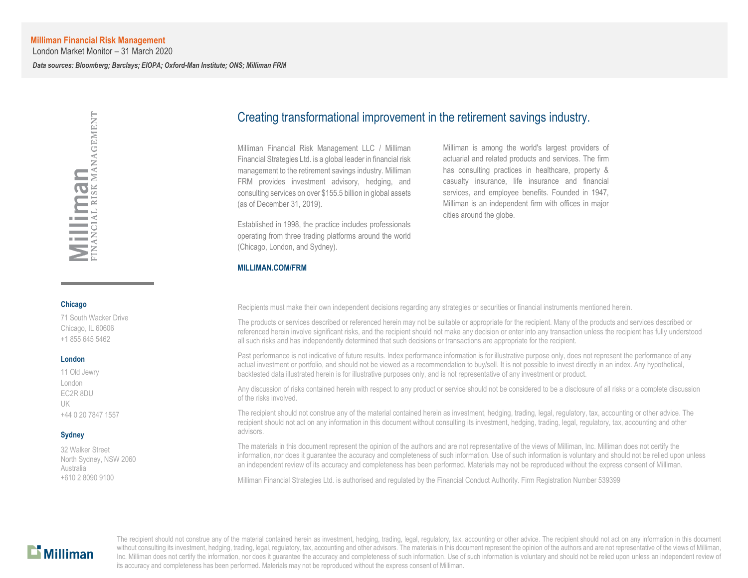Milliman
FINANCIAL RISK MANAGEMENT

## Creating transformational improvement in the retirement savings industry.

Milliman Financial Risk Management LLC / Milliman Financial Strategies Ltd. is a global leader in financial risk management to the retirement savings industry. Milliman FRM provides investment advisory, hedging, and consulting services on over $155.5 billion in global assets (as of December 31, 2019).

Established in 1998, the practice includes professionals operating from three trading platforms around the world (Chicago, London, and Sydney).

Milliman is among the world's largest providers of actuarial and related products and services. The firm has consulting practices in healthcare, property & casualty insurance, life insurance and financial services, and employee benefits. Founded in 1947, Milliman is an independent firm with offices in major cities around the globe.

**MILLIMAN.COM/FRM**

**Chicago**

71 South Wacker Drive
Chicago, IL 60606
+1 855 645 5462

**London**

11 Old Jewry
London
EC2R 8DU
UK
+44 0 20 7847 1557

**Sydney**

32 Walker Street
North Sydney, NSW 2060
Australia
+610 2 8090 9100

Recipients must make their own independent decisions regarding any strategies or securities or financial instruments mentioned herein.

The products or services described or referenced herein may not be suitable or appropriate for the recipient. Many of the products and services described or referenced herein involve significant risks, and the recipient should not make any decision or enter into any transaction unless the recipient has fully understood all such risks and has independently determined that such decisions or transactions are appropriate for the recipient.

Past performance is not indicative of future results. Index performance information is for illustrative purpose only, does not represent the performance of any actual investment or portfolio, and should not be viewed as a recommendation to buy/sell. It is not possible to invest directly in an index. Any hypothetical, backtested data illustrated herein is for illustrative purposes only, and is not representative of any investment or product.

Any discussion of risks contained herein with respect to any product or service should not be considered to be a disclosure of all risks or a complete discussion of the risks involved.

The recipient should not construe any of the material contained herein as investment, hedging, trading, legal, regulatory, tax, accounting or other advice. The recipient should not act on any information in this document without consulting its investment, hedging, trading, legal, regulatory, tax, accounting and other advisors.

The materials in this document represent the opinion of the authors and are not representative of the views of Milliman, Inc. Milliman does not certify the information, nor does it guarantee the accuracy and completeness of such information. Use of such information is voluntary and should not be relied upon unless an independent review of its accuracy and completeness has been performed. Materials may not be reproduced without the express consent of Milliman.

Milliman Financial Strategies Ltd. is authorised and regulated by the Financial Conduct Authority. Firm Registration Number 539399

Milliman

The recipient should not construe any of the material contained herein as investment, hedging, trading, legal, regulatory, tax, accounting or other advice. The recipient should not act on any information in this document without consulting its investment, hedging, trading, legal, regulatory, tax, accounting and other advisors. The materials in this document represent the opinion of the authors and are not representative of the views of Milliman, Inc. Milliman does not certify the information, nor does it guarantee the accuracy and completeness of such information. Use of such information is voluntary and should not be relied upon unless an independent review of its accuracy and completeness has been performed. Materials may not be reproduced without the express consent of Milliman.